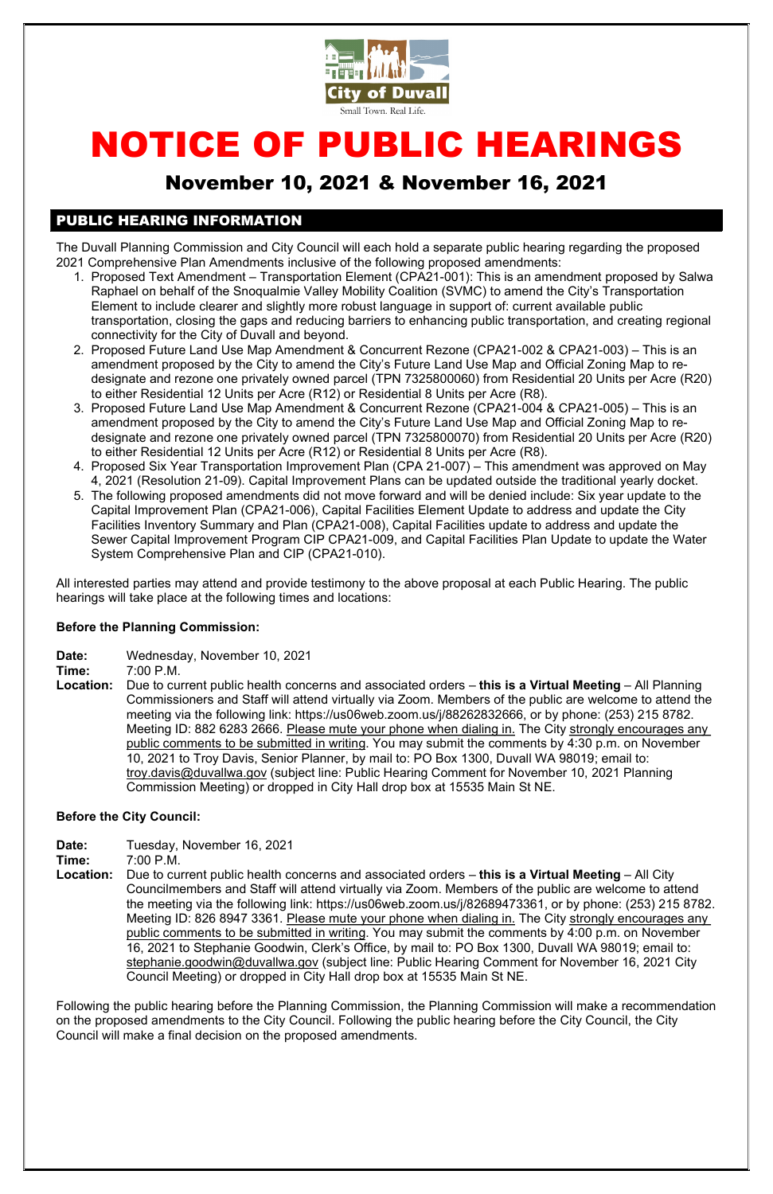City of Duvall

Small Town. Real Life.

# NOTICE OF PUBLIC HEARINGS

## November 10, 2021 & November 16, 2021

### PUBLIC HEARING INFORMATION

The Duvall Planning Commission and City Council will each hold a separate public hearing regarding the proposed 2021 Comprehensive Plan Amendments inclusive of the following proposed amendments:

1. Proposed Text Amendment – Transportation Element (CPA21-001): This is an amendment proposed by Salwa Raphael on behalf of the Snoqualmie Valley Mobility Coalition (SVMC) to amend the City's Transportation Element to include clearer and slightly more robust language in support of: current available public transportation, closing the gaps and reducing barriers to enhancing public transportation, and creating regional connectivity for the City of Duvall and beyond.
2. Proposed Future Land Use Map Amendment & Concurrent Rezone (CPA21-002 & CPA21-003) – This is an amendment proposed by the City to amend the City's Future Land Use Map and Official Zoning Map to re-designate and rezone one privately owned parcel (TPN 7325800060) from Residential 20 Units per Acre (R20) to either Residential 12 Units per Acre (R12) or Residential 8 Units per Acre (R8).
3. Proposed Future Land Use Map Amendment & Concurrent Rezone (CPA21-004 & CPA21-005) – This is an amendment proposed by the City to amend the City's Future Land Use Map and Official Zoning Map to re-designate and rezone one privately owned parcel (TPN 7325800070) from Residential 20 Units per Acre (R20) to either Residential 12 Units per Acre (R12) or Residential 8 Units per Acre (R8).
4. Proposed Six Year Transportation Improvement Plan (CPA 21-007) – This amendment was approved on May 4, 2021 (Resolution 21-09). Capital Improvement Plans can be updated outside the traditional yearly docket.
5. The following proposed amendments did not move forward and will be denied include: Six year update to the Capital Improvement Plan (CPA21-006), Capital Facilities Element Update to address and update the City Facilities Inventory Summary and Plan (CPA21-008), Capital Facilities update to address and update the Sewer Capital Improvement Program CIP CPA21-009, and Capital Facilities Plan Update to update the Water System Comprehensive Plan and CIP (CPA21-010).

All interested parties may attend and provide testimony to the above proposal at each Public Hearing. The public hearings will take place at the following times and locations:

**Before the Planning Commission:**

**Date:** Wednesday, November 10, 2021
**Time:** 7:00 P.M.
**Location:** Due to current public health concerns and associated orders – **this is a Virtual Meeting** – All Planning Commissioners and Staff will attend virtually via Zoom. Members of the public are welcome to attend the meeting via the following link: https://us06web.zoom.us/j/88262832666, or by phone: (253) 215 8782. Meeting ID: 882 6283 2666. Please mute your phone when dialing in. The City strongly encourages any public comments to be submitted in writing. You may submit the comments by 4:30 p.m. on November 10, 2021 to Troy Davis, Senior Planner, by mail to: PO Box 1300, Duvall WA 98019; email to: troy.davis@duvallwa.gov (subject line: Public Hearing Comment for November 10, 2021 Planning Commission Meeting) or dropped in City Hall drop box at 15535 Main St NE.

**Before the City Council:**

**Date:** Tuesday, November 16, 2021
**Time:** 7:00 P.M.
**Location:** Due to current public health concerns and associated orders – **this is a Virtual Meeting** – All City Councilmembers and Staff will attend virtually via Zoom. Members of the public are welcome to attend the meeting via the following link: https://us06web.zoom.us/j/82689473361, or by phone: (253) 215 8782. Meeting ID: 826 8947 3361. Please mute your phone when dialing in. The City strongly encourages any public comments to be submitted in writing. You may submit the comments by 4:00 p.m. on November 16, 2021 to Stephanie Goodwin, Clerk's Office, by mail to: PO Box 1300, Duvall WA 98019; email to: stephanie.goodwin@duvallwa.gov (subject line: Public Hearing Comment for November 16, 2021 City Council Meeting) or dropped in City Hall drop box at 15535 Main St NE.

Following the public hearing before the Planning Commission, the Planning Commission will make a recommendation on the proposed amendments to the City Council. Following the public hearing before the City Council, the City Council will make a final decision on the proposed amendments.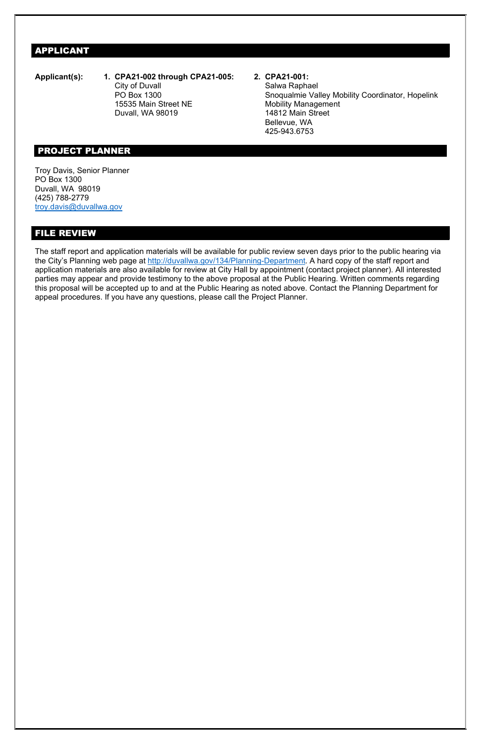## APPLICANT

**Applicant(s):**

1. **CPA21-002 through CPA21-005:**
   City of Duvall
   PO Box 1300
   15535 Main Street NE
   Duvall, WA 98019

2. **CPA21-001:**
   Salwa Raphael
   Snoqualmie Valley Mobility Coordinator, Hopelink Mobility Management
   14812 Main Street
   Bellevue, WA
   425-943.6753

## PROJECT PLANNER

Troy Davis, Senior Planner
PO Box 1300
Duvall, WA 98019
(425) 788-2779
troy.davis@duvallwa.gov

## FILE REVIEW

The staff report and application materials will be available for public review seven days prior to the public hearing via the City's Planning web page at http://duvallwa.gov/134/Planning-Department. A hard copy of the staff report and application materials are also available for review at City Hall by appointment (contact project planner). All interested parties may appear and provide testimony to the above proposal at the Public Hearing. Written comments regarding this proposal will be accepted up to and at the Public Hearing as noted above. Contact the Planning Department for appeal procedures. If you have any questions, please call the Project Planner.